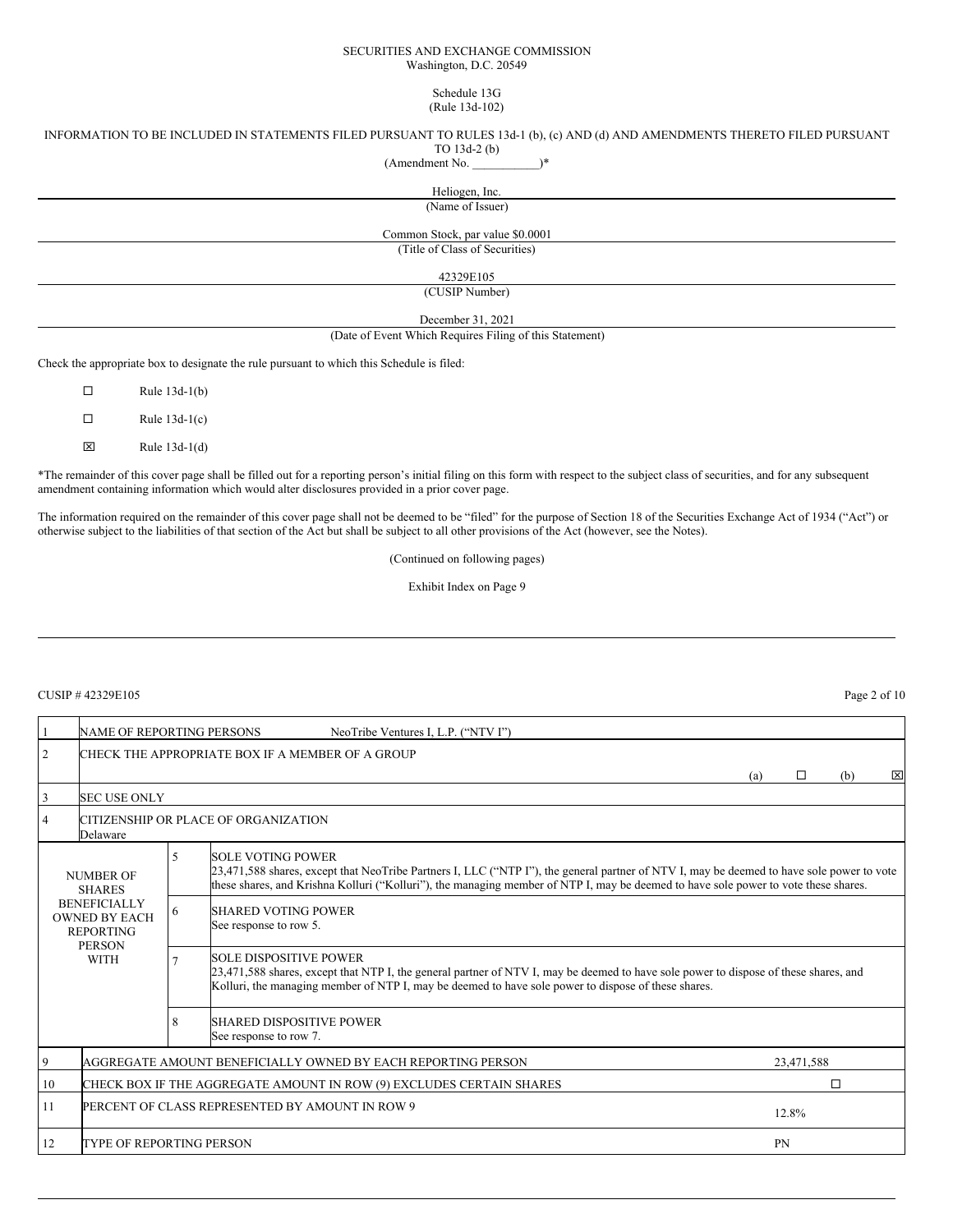SECURITIES AND EXCHANGE COMMISSION
Washington, D.C. 20549

Schedule 13G
(Rule 13d-102)

INFORMATION TO BE INCLUDED IN STATEMENTS FILED PURSUANT TO RULES 13d-1 (b), (c) AND (d) AND AMENDMENTS THERETO FILED PURSUANT TO 13d-2 (b)
(Amendment No. \_\_\_\_\_\_\_\_\_\_\_)*

Heliogen, Inc.
(Name of Issuer)

Common Stock, par value $0.0001
(Title of Class of Securities)

42329E105
(CUSIP Number)

December 31, 2021
(Date of Event Which Requires Filing of this Statement)

Check the appropriate box to designate the rule pursuant to which this Schedule is filed:

☐ Rule 13d-1(b)

☐ Rule 13d-1(c)

☒ Rule 13d-1(d)

*The remainder of this cover page shall be filled out for a reporting person's initial filing on this form with respect to the subject class of securities, and for any subsequent amendment containing information which would alter disclosures provided in a prior cover page.

The information required on the remainder of this cover page shall not be deemed to be "filed" for the purpose of Section 18 of the Securities Exchange Act of 1934 ("Act") or otherwise subject to the liabilities of that section of the Act but shall be subject to all other provisions of the Act (however, see the Notes).

(Continued on following pages)

Exhibit Index on Page 9

CUSIP # 42329E105

| | | | |
|---|---|---|---|
| 1 | NAME OF REPORTING PERSONS NeoTribe Ventures I, L.P. ("NTV I") | | |
| 2 | CHECK THE APPROPRIATE BOX IF A MEMBER OF A GROUP | | (a) ☐ (b) ☒ |
| 3 | SEC USE ONLY | | |
| 4 | CITIZENSHIP OR PLACE OF ORGANIZATION<br>Delaware | | |
| NUMBER OF SHARES BENEFICIALLY OWNED BY EACH REPORTING PERSON WITH | 5 | SOLE VOTING POWER<br>23,471,588 shares, except that NeoTribe Partners I, LLC ("NTP I"), the general partner of NTV I, may be deemed to have sole power to vote these shares, and Krishna Kolluri ("Kolluri"), the managing member of NTP I, may be deemed to have sole power to vote these shares. | |
| | 6 | SHARED VOTING POWER<br>See response to row 5. | |
| | 7 | SOLE DISPOSITIVE POWER<br>23,471,588 shares, except that NTP I, the general partner of NTV I, may be deemed to have sole power to dispose of these shares, and Kolluri, the managing member of NTP I, may be deemed to have sole power to dispose of these shares. | |
| | 8 | SHARED DISPOSITIVE POWER<br>See response to row 7. | |
| 9 | AGGREGATE AMOUNT BENEFICIALLY OWNED BY EACH REPORTING PERSON | | 23,471,588 |
| 10 | CHECK BOX IF THE AGGREGATE AMOUNT IN ROW (9) EXCLUDES CERTAIN SHARES | | ☐ |
| 11 | PERCENT OF CLASS REPRESENTED BY AMOUNT IN ROW 9 | | 12.8% |
| 12 | TYPE OF REPORTING PERSON | | PN |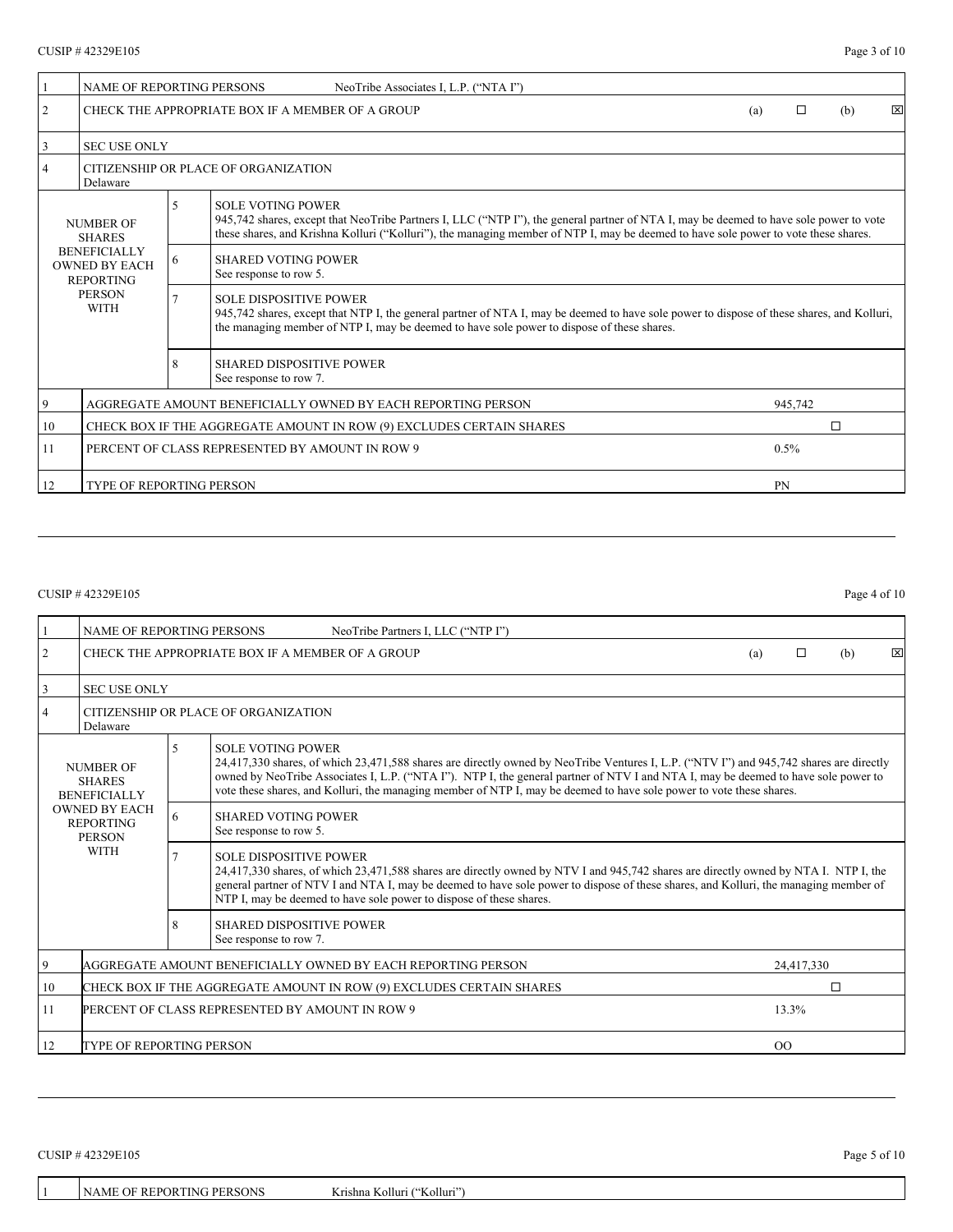CUSIP # 42329E105

| | | | | |
|---|---|---|---|---|
| 1 | NAME OF REPORTING PERSONS NeoTribe Associates I, L.P. ("NTA I") | | | |
| 2 | CHECK THE APPROPRIATE BOX IF A MEMBER OF A GROUP | | | (a) ☐ (b) ☒ |
| 3 | SEC USE ONLY | | | |
| 4 | CITIZENSHIP OR PLACE OF ORGANIZATION<br>Delaware | | | |
| NUMBER OF SHARES BENEFICIALLY OWNED BY EACH REPORTING PERSON WITH | | 5 | SOLE VOTING POWER<br>945,742 shares, except that NeoTribe Partners I, LLC ("NTP I"), the general partner of NTA I, may be deemed to have sole power to vote these shares, and Krishna Kolluri ("Kolluri"), the managing member of NTP I, may be deemed to have sole power to vote these shares. | |
| | | 6 | SHARED VOTING POWER<br>See response to row 5. | |
| | | 7 | SOLE DISPOSITIVE POWER<br>945,742 shares, except that NTP I, the general partner of NTA I, may be deemed to have sole power to dispose of these shares, and Kolluri, the managing member of NTP I, may be deemed to have sole power to dispose of these shares. | |
| | | 8 | SHARED DISPOSITIVE POWER<br>See response to row 7. | |
| 9 | AGGREGATE AMOUNT BENEFICIALLY OWNED BY EACH REPORTING PERSON | | | 945,742 |
| 10 | CHECK BOX IF THE AGGREGATE AMOUNT IN ROW (9) EXCLUDES CERTAIN SHARES | | | ☐ |
| 11 | PERCENT OF CLASS REPRESENTED BY AMOUNT IN ROW 9 | | | 0.5% |
| 12 | TYPE OF REPORTING PERSON | | | PN |

CUSIP # 42329E105

| | | | | |
|---|---|---|---|---|
| 1 | NAME OF REPORTING PERSONS NeoTribe Partners I, LLC ("NTP I") | | | |
| 2 | CHECK THE APPROPRIATE BOX IF A MEMBER OF A GROUP | | | (a) ☐ (b) ☒ |
| 3 | SEC USE ONLY | | | |
| 4 | CITIZENSHIP OR PLACE OF ORGANIZATION<br>Delaware | | | |
| NUMBER OF SHARES BENEFICIALLY OWNED BY EACH REPORTING PERSON WITH | | 5 | SOLE VOTING POWER<br>24,417,330 shares, of which 23,471,588 shares are directly owned by NeoTribe Ventures I, L.P. ("NTV I") and 945,742 shares are directly owned by NeoTribe Associates I, L.P. ("NTA I"). NTP I, the general partner of NTV I and NTA I, may be deemed to have sole power to vote these shares, and Kolluri, the managing member of NTP I, may be deemed to have sole power to vote these shares. | |
| | | 6 | SHARED VOTING POWER<br>See response to row 5. | |
| | | 7 | SOLE DISPOSITIVE POWER<br>24,417,330 shares, of which 23,471,588 shares are directly owned by NTV I and 945,742 shares are directly owned by NTA I. NTP I, the general partner of NTV I and NTA I, may be deemed to have sole power to dispose of these shares, and Kolluri, the managing member of NTP I, may be deemed to have sole power to dispose of these shares. | |
| | | 8 | SHARED DISPOSITIVE POWER<br>See response to row 7. | |
| 9 | AGGREGATE AMOUNT BENEFICIALLY OWNED BY EACH REPORTING PERSON | | | 24,417,330 |
| 10 | CHECK BOX IF THE AGGREGATE AMOUNT IN ROW (9) EXCLUDES CERTAIN SHARES | | | ☐ |
| 11 | PERCENT OF CLASS REPRESENTED BY AMOUNT IN ROW 9 | | | 13.3% |
| 12 | TYPE OF REPORTING PERSON | | | OO |

CUSIP # 42329E105

| | |
|---|---|
| 1 | NAME OF REPORTING PERSONS Krishna Kolluri ("Kolluri") |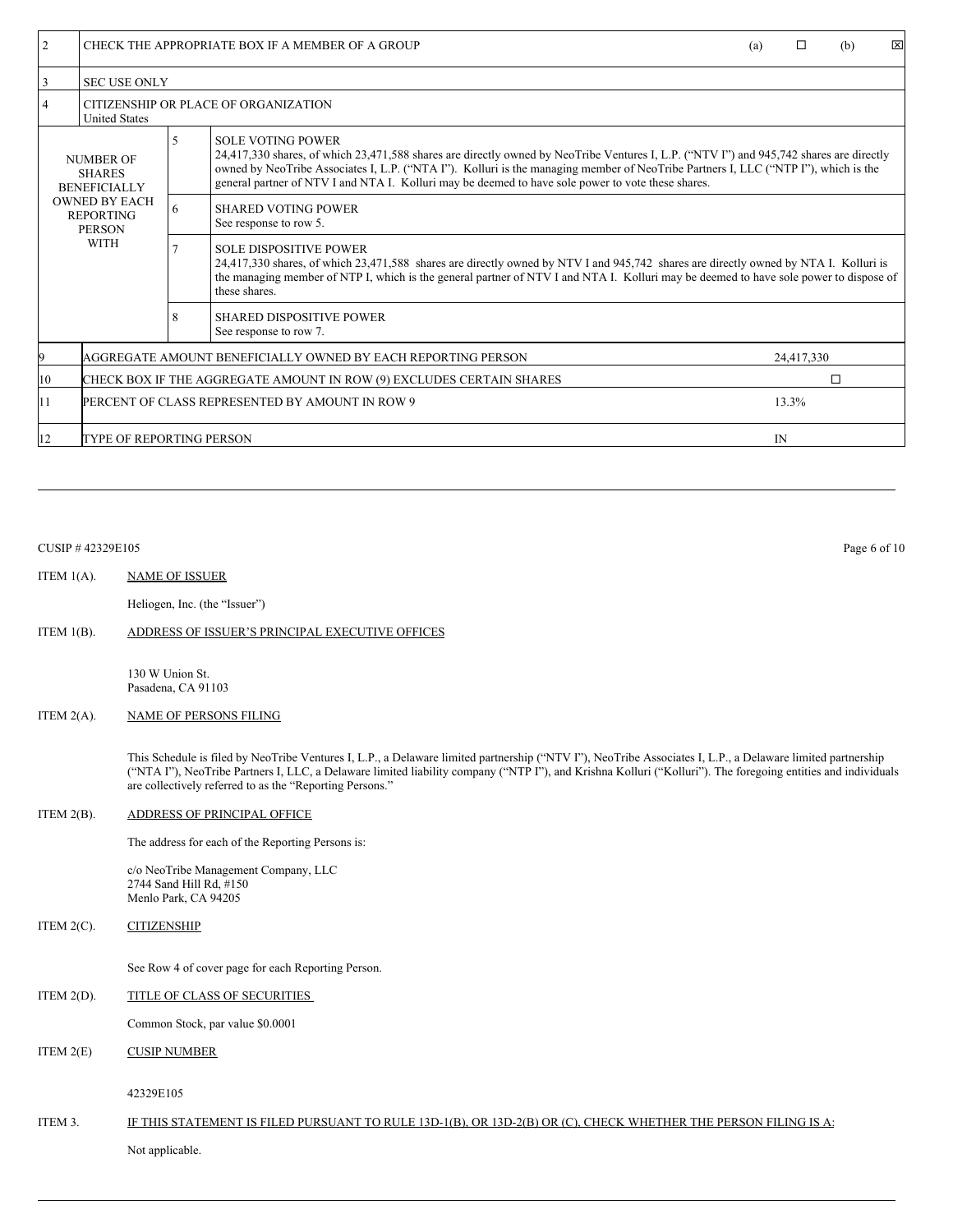| 2 | CHECK THE APPROPRIATE BOX IF A MEMBER OF A GROUP | | (a) ☐ (b) ☒ |
|---|---|---|---|
| 3 | SEC USE ONLY | | |
| 4 | CITIZENSHIP OR PLACE OF ORGANIZATION<br>United States | | |
| NUMBER OF SHARES BENEFICIALLY OWNED BY EACH REPORTING PERSON WITH | 5 | SOLE VOTING POWER<br>24,417,330 shares, of which 23,471,588 shares are directly owned by NeoTribe Ventures I, L.P. ("NTV I") and 945,742 shares are directly owned by NeoTribe Associates I, L.P. ("NTA I"). Kolluri is the managing member of NeoTribe Partners I, LLC ("NTP I"), which is the general partner of NTV I and NTA I. Kolluri may be deemed to have sole power to vote these shares. | |
| | 6 | SHARED VOTING POWER<br>See response to row 5. | |
| | 7 | SOLE DISPOSITIVE POWER<br>24,417,330 shares, of which 23,471,588 shares are directly owned by NTV I and 945,742 shares are directly owned by NTA I. Kolluri is the managing member of NTP I, which is the general partner of NTV I and NTA I. Kolluri may be deemed to have sole power to dispose of these shares. | |
| | 8 | SHARED DISPOSITIVE POWER<br>See response to row 7. | |
| 9 | AGGREGATE AMOUNT BENEFICIALLY OWNED BY EACH REPORTING PERSON | | 24,417,330 |
| 10 | CHECK BOX IF THE AGGREGATE AMOUNT IN ROW (9) EXCLUDES CERTAIN SHARES | | ☐ |
| 11 | PERCENT OF CLASS REPRESENTED BY AMOUNT IN ROW 9 | | 13.3% |
| 12 | TYPE OF REPORTING PERSON | | IN |

CUSIP # 42329E105

ITEM 1(A). NAME OF ISSUER

Heliogen, Inc. (the "Issuer")

ITEM 1(B). ADDRESS OF ISSUER'S PRINCIPAL EXECUTIVE OFFICES

130 W Union St.
Pasadena, CA 91103

ITEM 2(A). NAME OF PERSONS FILING

This Schedule is filed by NeoTribe Ventures I, L.P., a Delaware limited partnership ("NTV I"), NeoTribe Associates I, L.P., a Delaware limited partnership ("NTA I"), NeoTribe Partners I, LLC, a Delaware limited liability company ("NTP I"), and Krishna Kolluri ("Kolluri"). The foregoing entities and individuals are collectively referred to as the "Reporting Persons."

ITEM 2(B). ADDRESS OF PRINCIPAL OFFICE

The address for each of the Reporting Persons is:

c/o NeoTribe Management Company, LLC
2744 Sand Hill Rd, #150
Menlo Park, CA 94205

ITEM 2(C). CITIZENSHIP

See Row 4 of cover page for each Reporting Person.

ITEM 2(D). TITLE OF CLASS OF SECURITIES

Common Stock, par value $0.0001

ITEM 2(E) CUSIP NUMBER

42329E105

ITEM 3. IF THIS STATEMENT IS FILED PURSUANT TO RULE 13D-1(B), OR 13D-2(B) OR (C), CHECK WHETHER THE PERSON FILING IS A:

Not applicable.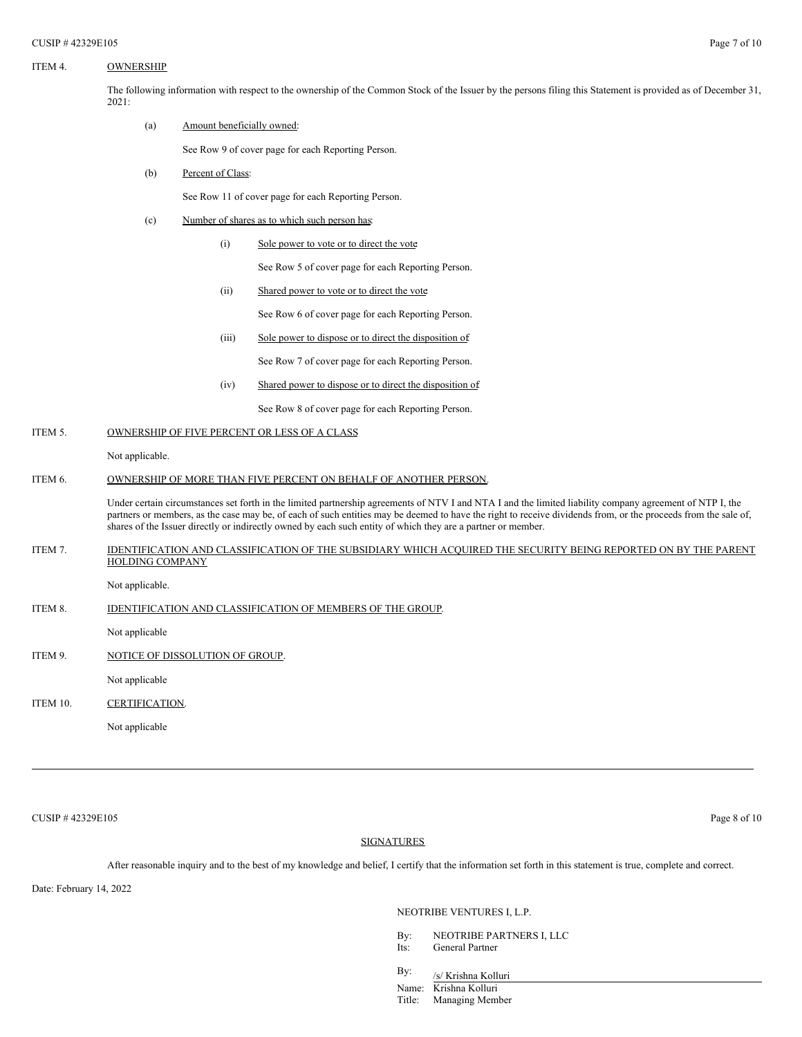ITEM 4. OWNERSHIP

The following information with respect to the ownership of the Common Stock of the Issuer by the persons filing this Statement is provided as of December 31, 2021:

(a) Amount beneficially owned:

See Row 9 of cover page for each Reporting Person.

(b) Percent of Class:

See Row 11 of cover page for each Reporting Person.

(c) Number of shares as to which such person has:

(i) Sole power to vote or to direct the vote

See Row 5 of cover page for each Reporting Person.

(ii) Shared power to vote or to direct the vote

See Row 6 of cover page for each Reporting Person.

(iii) Sole power to dispose or to direct the disposition of

See Row 7 of cover page for each Reporting Person.

(iv) Shared power to dispose or to direct the disposition of

See Row 8 of cover page for each Reporting Person.

ITEM 5. OWNERSHIP OF FIVE PERCENT OR LESS OF A CLASS

Not applicable.

ITEM 6. OWNERSHIP OF MORE THAN FIVE PERCENT ON BEHALF OF ANOTHER PERSON.

Under certain circumstances set forth in the limited partnership agreements of NTV I and NTA I and the limited liability company agreement of NTP I, the partners or members, as the case may be, of each of such entities may be deemed to have the right to receive dividends from, or the proceeds from the sale of, shares of the Issuer directly or indirectly owned by each such entity of which they are a partner or member.

ITEM 7. IDENTIFICATION AND CLASSIFICATION OF THE SUBSIDIARY WHICH ACQUIRED THE SECURITY BEING REPORTED ON BY THE PARENT HOLDING COMPANY

Not applicable.

ITEM 8. IDENTIFICATION AND CLASSIFICATION OF MEMBERS OF THE GROUP.

Not applicable

ITEM 9. NOTICE OF DISSOLUTION OF GROUP.

Not applicable

ITEM 10. CERTIFICATION.

Not applicable

---

SIGNATURES

After reasonable inquiry and to the best of my knowledge and belief, I certify that the information set forth in this statement is true, complete and correct.

Date: February 14, 2022

NEOTRIBE VENTURES I, L.P.

By: NEOTRIBE PARTNERS I, LLC
Its: General Partner

By: /s/ Krishna Kolluri
Name: Krishna Kolluri
Title: Managing Member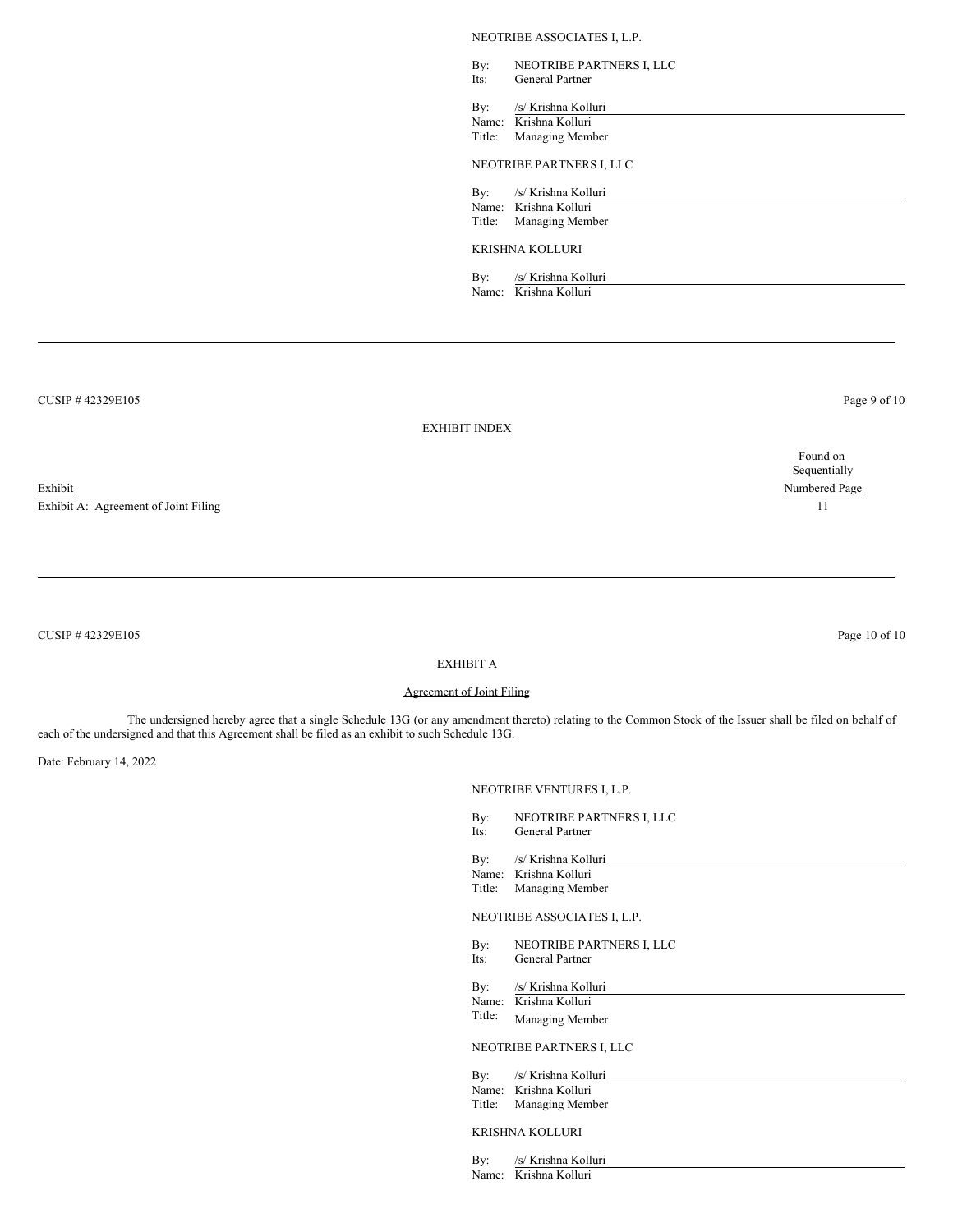NEOTRIBE ASSOCIATES I, L.P.

By: NEOTRIBE PARTNERS I, LLC
Its: General Partner

By: /s/ Krishna Kolluri
Name: Krishna Kolluri
Title: Managing Member

NEOTRIBE PARTNERS I, LLC

By: /s/ Krishna Kolluri
Name: Krishna Kolluri
Title: Managing Member

KRISHNA KOLLURI

By: /s/ Krishna Kolluri
Name: Krishna Kolluri

---

CUSIP # 42329E105

## EXHIBIT INDEX

| Exhibit | Found on Sequentially Numbered Page |
|---|---|
| Exhibit A: Agreement of Joint Filing | 11 |

---

CUSIP # 42329E105

## EXHIBIT A

### Agreement of Joint Filing

The undersigned hereby agree that a single Schedule 13G (or any amendment thereto) relating to the Common Stock of the Issuer shall be filed on behalf of each of the undersigned and that this Agreement shall be filed as an exhibit to such Schedule 13G.

Date: February 14, 2022

NEOTRIBE VENTURES I, L.P.

By: NEOTRIBE PARTNERS I, LLC
Its: General Partner

By: /s/ Krishna Kolluri
Name: Krishna Kolluri
Title: Managing Member

NEOTRIBE ASSOCIATES I, L.P.

By: NEOTRIBE PARTNERS I, LLC
Its: General Partner

By: /s/ Krishna Kolluri
Name: Krishna Kolluri
Title: Managing Member

NEOTRIBE PARTNERS I, LLC

By: /s/ Krishna Kolluri
Name: Krishna Kolluri
Title: Managing Member

KRISHNA KOLLURI

By: /s/ Krishna Kolluri
Name: Krishna Kolluri